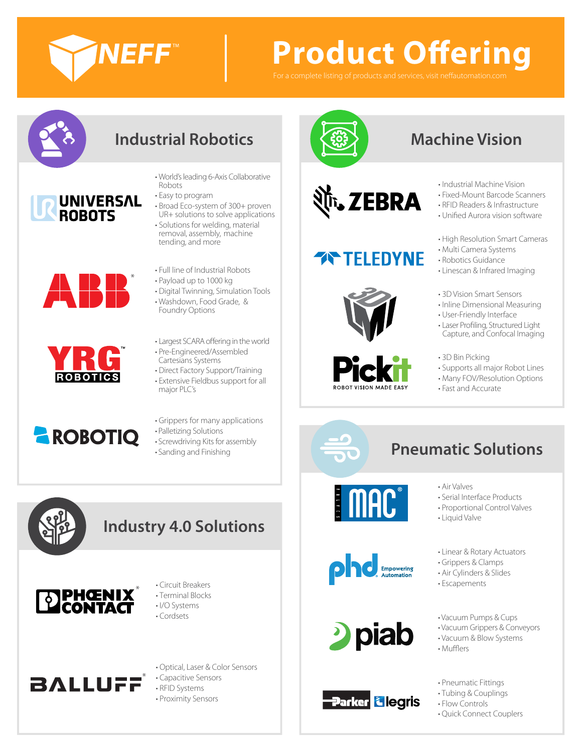# NEFF™ Product Offering

For a complete listing of products and services, visit neffautomation.com

## Industrial Robotics

### UNIVERSAL ROBOTS

- World's leading 6-Axis Collaborative Robots
- Easy to program
- Broad Eco-system of 300+ proven UR+ solutions to solve applications
- Solutions for welding, material removal, assembly, machine tending, and more

### ABB*

- Full line of Industrial Robots
- Payload up to 1000 kg
- Digital Twinning, Simulation Tools
- Washdown, Food Grade, & Foundry Options

### YRG™ ROBOTICS

- Largest SCARA offering in the world
- Pre-Engineered/Assembled Cartesians Systems
- Direct Factory Support/Training
- Extensive Fieldbus support for all major PLC's

### ROBOTIQ

- Grippers for many applications
- Palletizing Solutions
- Screwdriving Kits for assembly
- Sanding and Finishing

## Industry 4.0 Solutions

### PHOENIX CONTACT*

- Circuit Breakers
- Terminal Blocks
- I/O Systems
- Cordsets

### BALLUFF*

- Optical, Laser & Color Sensors
- Capacitive Sensors
- RFID Systems
- Proximity Sensors

## Machine Vision

### ZEBRA

- Industrial Machine Vision
- Fixed-Mount Barcode Scanners
- RFID Readers & Infrastructure
- Unified Aurora vision software

### TELEDYNE

- High Resolution Smart Cameras
- Multi Camera Systems
- Robotics Guidance
- Linescan & Infrared Imaging

### LMI 3D

- 3D Vision Smart Sensors
- Inline Dimensional Measuring
- User-Friendly Interface
- Laser Profiling, Structured Light Capture, and Confocal Imaging

### Pickit – ROBOT VISION MADE EASY

- 3D Bin Picking
- Supports all major Robot Lines
- Many FOV/Resolution Options
- Fast and Accurate

## Pneumatic Solutions

### MAC®

- Air Valves
- Serial Interface Products
- Proportional Control Valves
- Liquid Valve

### phd – Empowering Automation

- Linear & Rotary Actuators
- Grippers & Clamps
- Air Cylinders & Slides
- Escapements

### piab

- Vacuum Pumps & Cups
- Vacuum Grippers & Conveyors
- Vacuum & Blow Systems
- Mufflers

### Parker legris

- Pneumatic Fittings
- Tubing & Couplings
- Flow Controls
- Quick Connect Couplers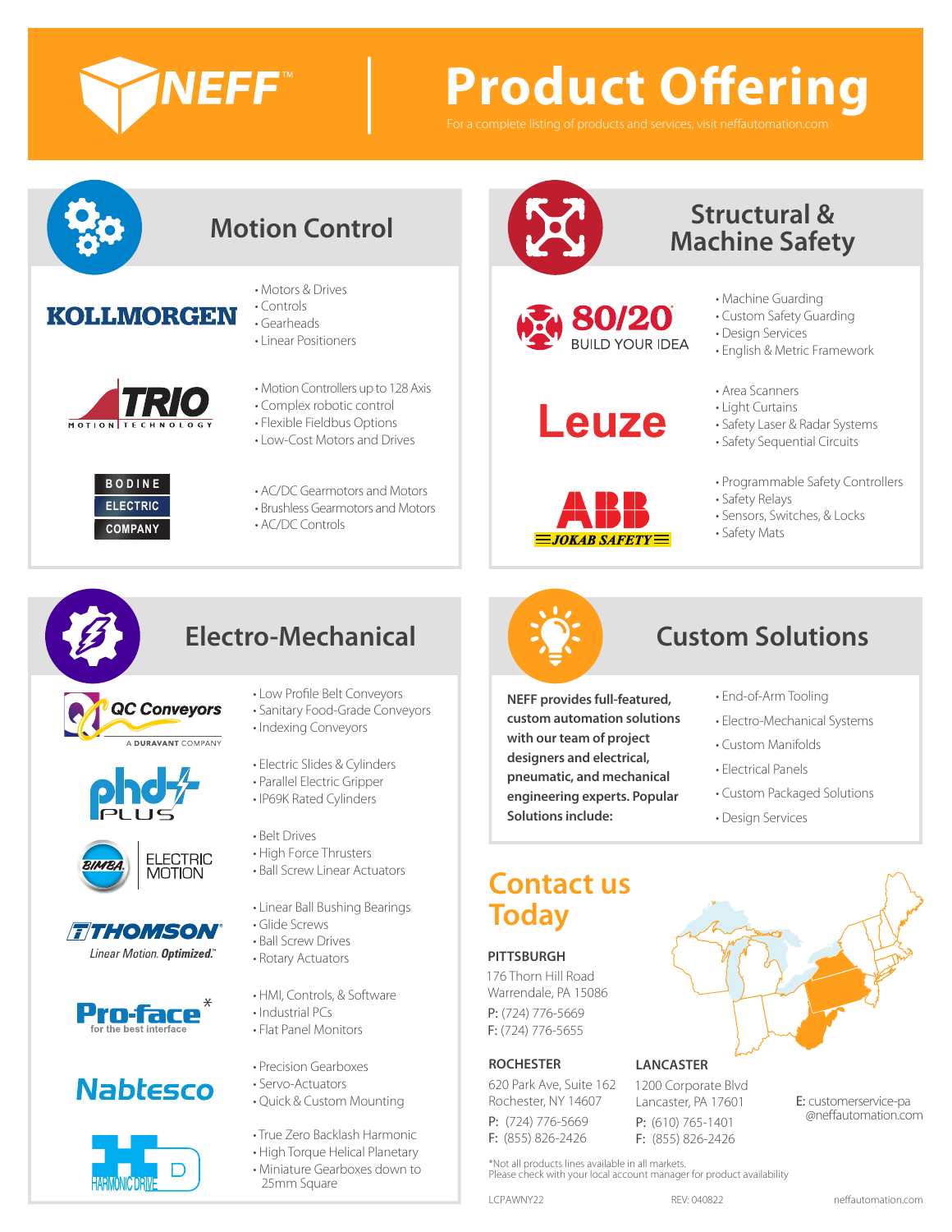# Product Offering

For a complete listing of products and services, visit neffautomation.com

## Motion Control

**KOLLMORGEN**
- Motors & Drives
- Controls
- Gearheads
- Linear Positioners

**TRIO MOTION TECHNOLOGY**
- Motion Controllers up to 128 Axis
- Complex robotic control
- Flexible Fieldbus Options
- Low-Cost Motors and Drives

**BODINE ELECTRIC COMPANY**
- AC/DC Gearmotors and Motors
- Brushless Gearmotors and Motors
- AC/DC Controls

## Structural & Machine Safety

**80/20 BUILD YOUR IDEA**
- Machine Guarding
- Custom Safety Guarding
- Design Services
- English & Metric Framework

**Leuze**
- Area Scanners
- Light Curtains
- Safety Laser & Radar Systems
- Safety Sequential Circuits

**ABB JOKAB SAFETY**
- Programmable Safety Controllers
- Safety Relays
- Sensors, Switches, & Locks
- Safety Mats

## Electro-Mechanical

**QC Conveyors** – A DURAVANT COMPANY
- Low Profile Belt Conveyors
- Sanitary Food-Grade Conveyors
- Indexing Conveyors

**phd PLUS**
- Electric Slides & Cylinders
- Parallel Electric Gripper
- IP69K Rated Cylinders

**BIMBA ELECTRIC MOTION**
- Belt Drives
- High Force Thrusters
- Ball Screw Linear Actuators

**THOMSON** – Linear Motion. *Optimized.*
- Linear Ball Bushing Bearings
- Glide Screws
- Ball Screw Drives
- Rotary Actuators

**Pro-face*** – for the best interface
- HMI, Controls, & Software
- Industrial PCs
- Flat Panel Monitors

**Nabtesco**
- Precision Gearboxes
- Servo-Actuators
- Quick & Custom Mounting

**HARMONIC DRIVE**
- True Zero Backlash Harmonic
- High Torque Helical Planetary
- Miniature Gearboxes down to 25mm Square

## Custom Solutions

**NEFF provides full-featured, custom automation solutions with our team of project designers and electrical, pneumatic, and mechanical engineering experts. Popular Solutions include:**

- End-of-Arm Tooling
- Electro-Mechanical Systems
- Custom Manifolds
- Electrical Panels
- Custom Packaged Solutions
- Design Services

## Contact us Today

**PITTSBURGH**
176 Thorn Hill Road
Warrendale, PA 15086
P: (724) 776-5669
F: (724) 776-5655

**ROCHESTER**
620 Park Ave, Suite 162
Rochester, NY 14607
P: (724) 776-5669
F: (855) 826-2426

**LANCASTER**
1200 Corporate Blvd
Lancaster, PA 17601
P: (610) 765-1401
F: (855) 826-2426

E: customerservice-pa@neffautomation.com

*Not all products lines available in all markets.
Please check with your local account manager for product availability

LCPAWNY22 REV: 040822 neffautomation.com